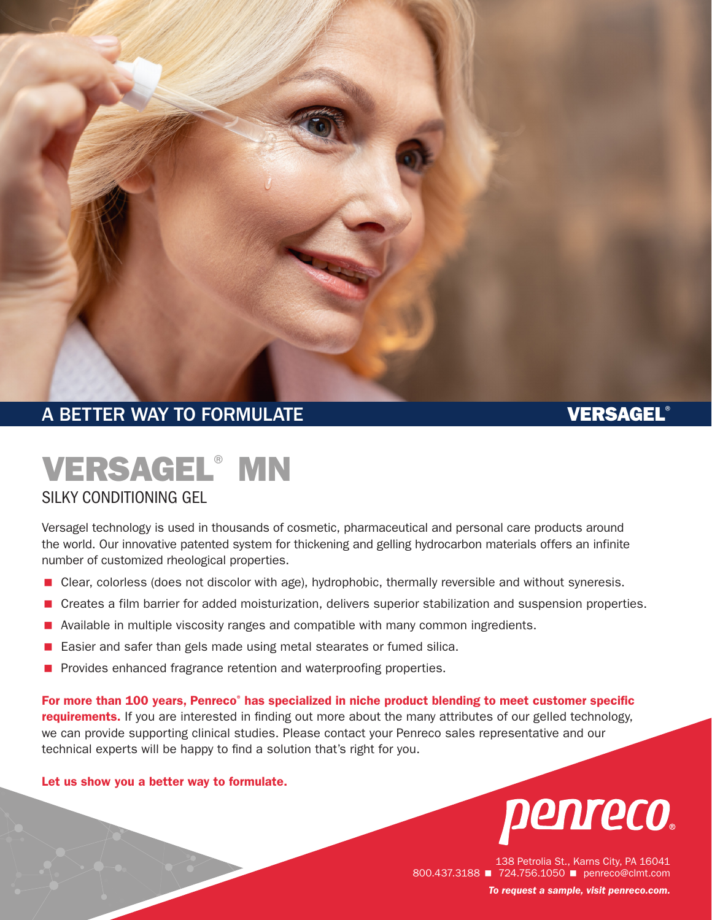A BETTER WAY TO FORMULATE

VERSAGEL®

# VERSAGEL® MN

## SILKY CONDITIONING GEL

Versagel technology is used in thousands of cosmetic, pharmaceutical and personal care products around the world. Our innovative patented system for thickening and gelling hydrocarbon materials offers an infinite number of customized rheological properties.

- Clear, colorless (does not discolor with age), hydrophobic, thermally reversible and without syneresis.
- Creates a film barrier for added moisturization, delivers superior stabilization and suspension properties.
- Available in multiple viscosity ranges and compatible with many common ingredients.
- Easier and safer than gels made using metal stearates or fumed silica.
- Provides enhanced fragrance retention and waterproofing properties.

**For more than 100 years, Penreco® has specialized in niche product blending to meet customer specific requirements.** If you are interested in finding out more about the many attributes of our gelled technology, we can provide supporting clinical studies. Please contact your Penreco sales representative and our technical experts will be happy to find a solution that's right for you.

**Let us show you a better way to formulate.**

penreco®

138 Petrolia St., Karns City, PA 16041
800.437.3188 ■ 724.756.1050 ■ penreco@clmt.com

***To request a sample, visit penreco.com.***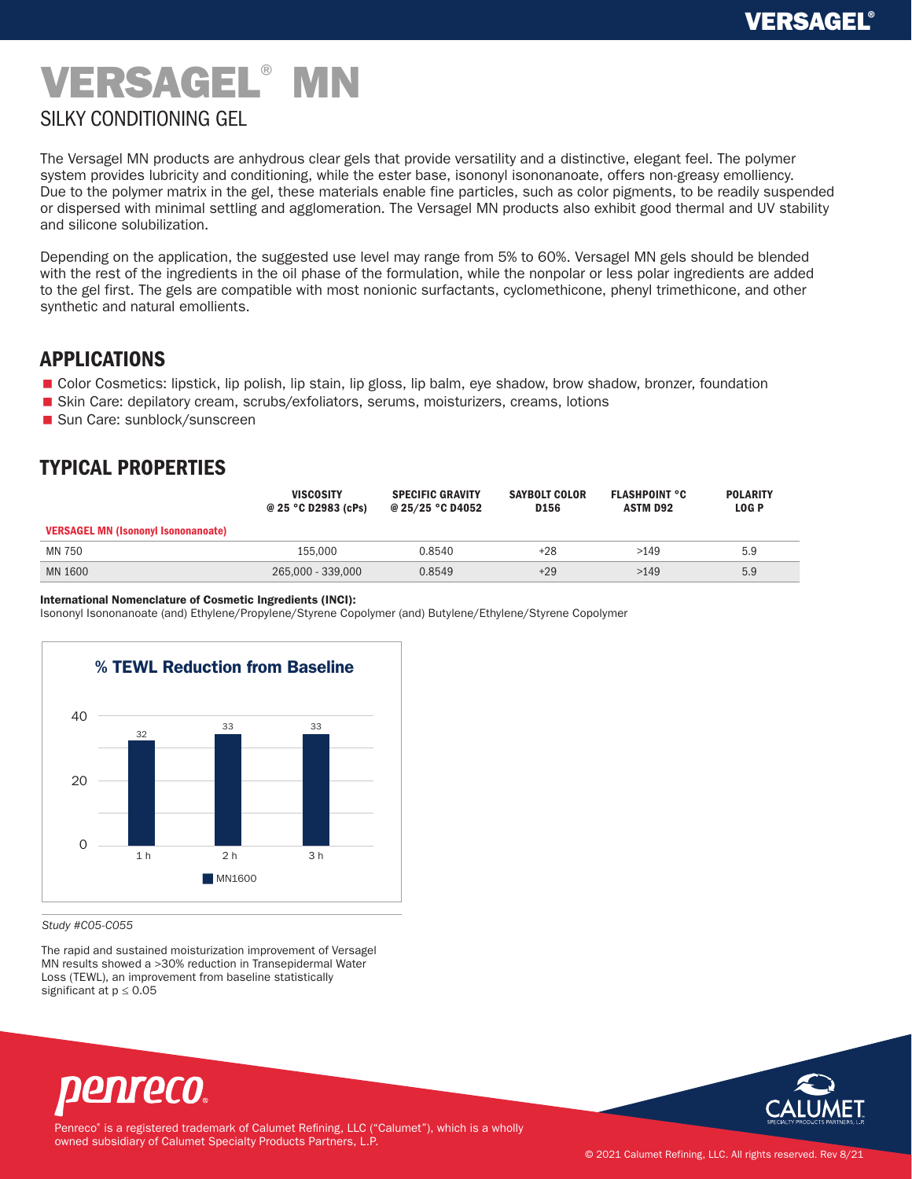# VERSAGEL® MN

## SILKY CONDITIONING GEL

The Versagel MN products are anhydrous clear gels that provide versatility and a distinctive, elegant feel. The polymer system provides lubricity and conditioning, while the ester base, isononyl isononanoate, offers non-greasy emolliency. Due to the polymer matrix in the gel, these materials enable fine particles, such as color pigments, to be readily suspended or dispersed with minimal settling and agglomeration. The Versagel MN products also exhibit good thermal and UV stability and silicone solubilization.

Depending on the application, the suggested use level may range from 5% to 60%. Versagel MN gels should be blended with the rest of the ingredients in the oil phase of the formulation, while the nonpolar or less polar ingredients are added to the gel first. The gels are compatible with most nonionic surfactants, cyclomethicone, phenyl trimethicone, and other synthetic and natural emollients.

## APPLICATIONS

- Color Cosmetics: lipstick, lip polish, lip stain, lip gloss, lip balm, eye shadow, brow shadow, bronzer, foundation
- Skin Care: depilatory cream, scrubs/exfoliators, serums, moisturizers, creams, lotions
- Sun Care: sunblock/sunscreen

## TYPICAL PROPERTIES

| | VISCOSITY @ 25 °C D2983 (cPs) | SPECIFIC GRAVITY @ 25/25 °C D4052 | SAYBOLT COLOR D156 | FLASHPOINT °C ASTM D92 | POLARITY LOG P |
|---|---|---|---|---|---|
| **VERSAGEL MN (Isononyl Isononanoate)** | | | | | |
| MN 750 | 155,000 | 0.8540 | +28 | >149 | 5.9 |
| MN 1600 | 265,000 - 339,000 | 0.8549 | +29 | >149 | 5.9 |

**International Nomenclature of Cosmetic Ingredients (INCI):**
Isononyl Isononanoate (and) Ethylene/Propylene/Styrene Copolymer (and) Butylene/Ethylene/Styrene Copolymer

**% TEWL Reduction from Baseline**

40
20
0
32
33
33
1 h
2 h
3 h
MN1600

*Study #C05-C055*

The rapid and sustained moisturization improvement of Versagel MN results showed a >30% reduction in Transepidermal Water Loss (TEWL), an improvement from baseline statistically significant at $p \leq 0.05$

Penreco® is a registered trademark of Calumet Refining, LLC ("Calumet"), which is a wholly owned subsidiary of Calumet Specialty Products Partners, L.P.

© 2021 Calumet Refining, LLC. All rights reserved. Rev 8/21